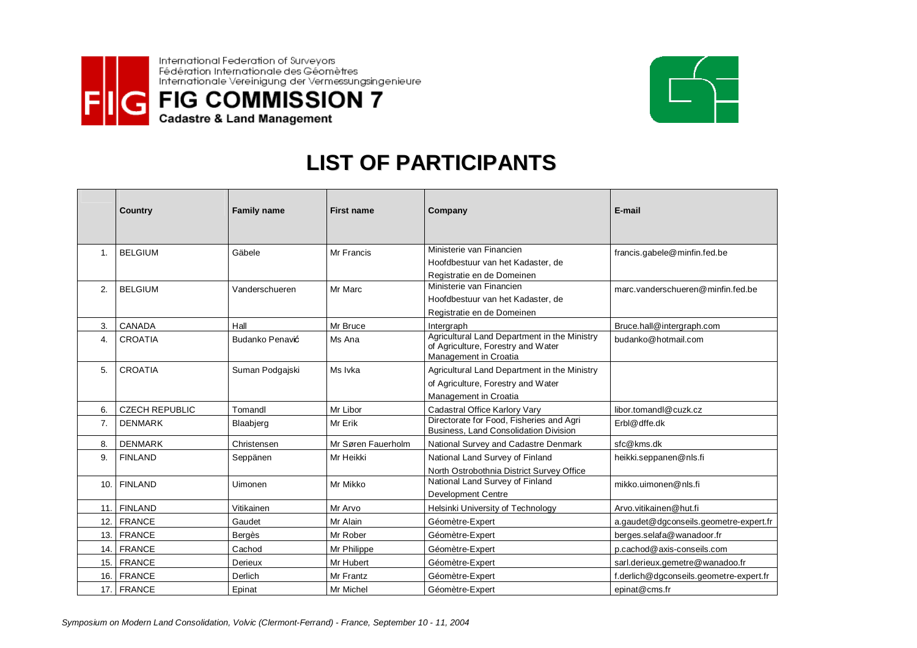International Federation of Surveyors
Fédération Internationale des Géomètres
Internationale Vereinigung der Vermessungsingenieure

**FIG COMMISSION 7**
**Cadastre & Land Management**

# LIST OF PARTICIPANTS

| | Country | Family name | First name | Company | E-mail |
|---|---|---|---|---|---|
| 1. | BELGIUM | Gäbele | Mr Francis | Ministerie van Financien Hoofdbestuur van het Kadaster, de Registratie en de Domeinen | francis.gabele@minfin.fed.be |
| 2. | BELGIUM | Vanderschueren | Mr Marc | Ministerie van Financien Hoofdbestuur van het Kadaster, de Registratie en de Domeinen | marc.vanderschueren@minfin.fed.be |
| 3. | CANADA | Hall | Mr Bruce | Intergraph | Bruce.hall@intergraph.com |
| 4. | CROATIA | Budanko Penavić | Ms Ana | Agricultural Land Department in the Ministry of Agriculture, Forestry and Water Management in Croatia | budanko@hotmail.com |
| 5. | CROATIA | Suman Podgajski | Ms Ivka | Agricultural Land Department in the Ministry of Agriculture, Forestry and Water Management in Croatia | |
| 6. | CZECH REPUBLIC | Tomandl | Mr Libor | Cadastral Office Karlory Vary | libor.tomandl@cuzk.cz |
| 7. | DENMARK | Blaabjerg | Mr Erik | Directorate for Food, Fisheries and Agri Business, Land Consolidation Division | Erbl@dffe.dk |
| 8. | DENMARK | Christensen | Mr Søren Fauerholm | National Survey and Cadastre Denmark | sfc@kms.dk |
| 9. | FINLAND | Seppänen | Mr Heikki | National Land Survey of Finland North Ostrobothnia District Survey Office | heikki.seppanen@nls.fi |
| 10. | FINLAND | Uimonen | Mr Mikko | National Land Survey of Finland Development Centre | mikko.uimonen@nls.fi |
| 11. | FINLAND | Vitikainen | Mr Arvo | Helsinki University of Technology | Arvo.vitikainen@hut.fi |
| 12. | FRANCE | Gaudet | Mr Alain | Géomètre-Expert | a.gaudet@dgconseils.geometre-expert.fr |
| 13. | FRANCE | Bergès | Mr Rober | Géomètre-Expert | berges.selafa@wanadoor.fr |
| 14. | FRANCE | Cachod | Mr Philippe | Géomètre-Expert | p.cachod@axis-conseils.com |
| 15. | FRANCE | Derieux | Mr Hubert | Géomètre-Expert | sarl.derieux.gemetre@wanadoo.fr |
| 16. | FRANCE | Derlich | Mr Frantz | Géomètre-Expert | f.derlich@dgconseils.geometre-expert.fr |
| 17. | FRANCE | Epinat | Mr Michel | Géomètre-Expert | epinat@cms.fr |

*Symposium on Modern Land Consolidation, Volvic (Clermont-Ferrand) - France, September 10 - 11, 2004*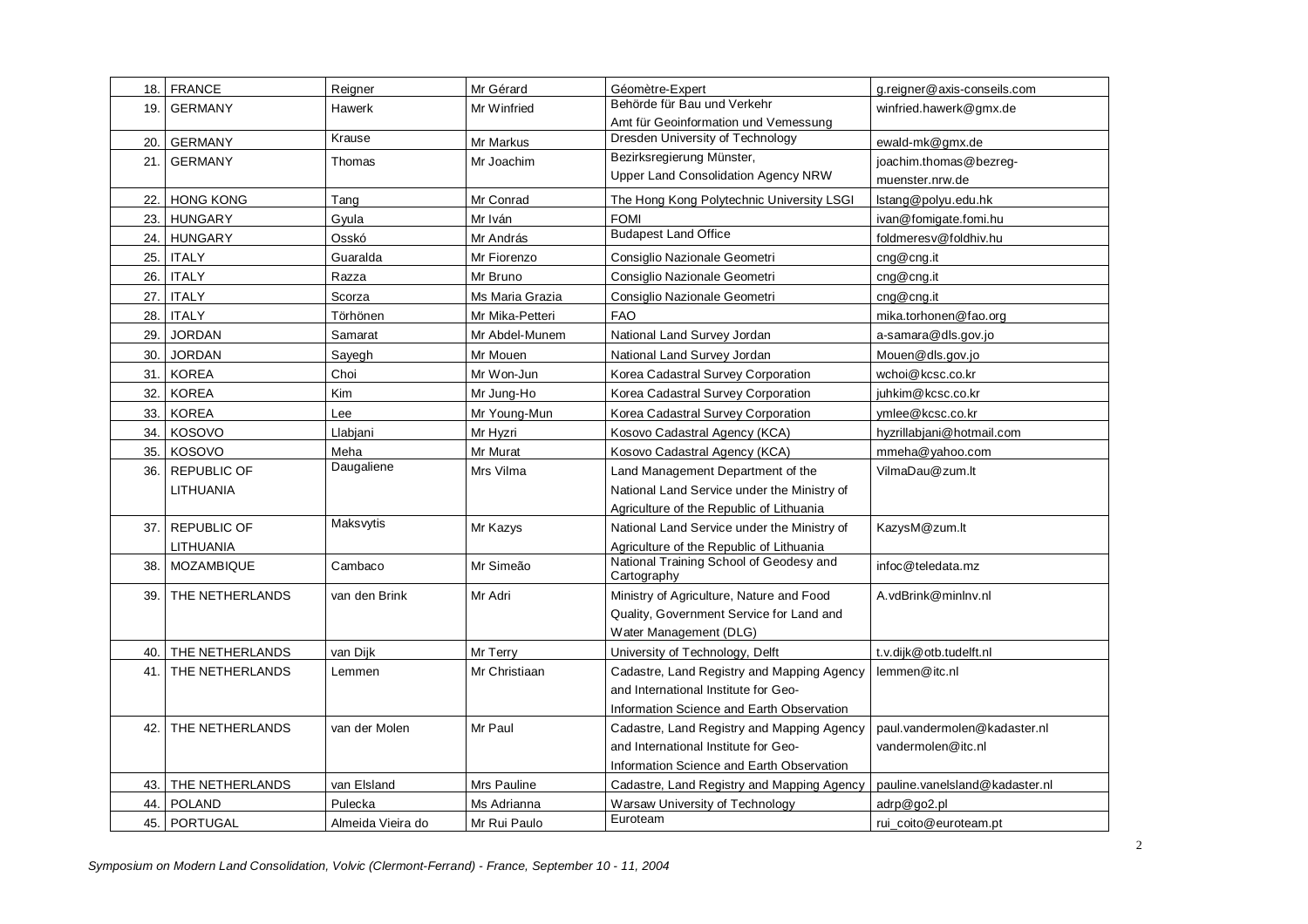| 18. | FRANCE | Reigner | Mr Gérard | Géomètre-Expert | g.reigner@axis-conseils.com |
|---|---|---|---|---|---|
| 19. | GERMANY | Hawerk | Mr Winfried | Behörde für Bau und Verkehr Amt für Geoinformation und Vemessung | winfried.hawerk@gmx.de |
| 20. | GERMANY | Krause | Mr Markus | Dresden University of Technology | ewald-mk@gmx.de |
| 21. | GERMANY | Thomas | Mr Joachim | Bezirksregierung Münster, Upper Land Consolidation Agency NRW | joachim.thomas@bezreg-muenster.nrw.de |
| 22. | HONG KONG | Tang | Mr Conrad | The Hong Kong Polytechnic University LSGI | lstang@polyu.edu.hk |
| 23. | HUNGARY | Gyula | Mr Iván | FOMI | ivan@fomigate.fomi.hu |
| 24. | HUNGARY | Osskó | Mr András | Budapest Land Office | foldmeresv@foldhiv.hu |
| 25. | ITALY | Guaralda | Mr Fiorenzo | Consiglio Nazionale Geometri | cng@cng.it |
| 26. | ITALY | Razza | Mr Bruno | Consiglio Nazionale Geometri | cng@cng.it |
| 27. | ITALY | Scorza | Ms Maria Grazia | Consiglio Nazionale Geometri | cng@cng.it |
| 28. | ITALY | Törhönen | Mr Mika-Petteri | FAO | mika.torhonen@fao.org |
| 29. | JORDAN | Samarat | Mr Abdel-Munem | National Land Survey Jordan | a-samara@dls.gov.jo |
| 30. | JORDAN | Sayegh | Mr Mouen | National Land Survey Jordan | Mouen@dls.gov.jo |
| 31. | KOREA | Choi | Mr Won-Jun | Korea Cadastral Survey Corporation | wchoi@kcsc.co.kr |
| 32. | KOREA | Kim | Mr Jung-Ho | Korea Cadastral Survey Corporation | juhkim@kcsc.co.kr |
| 33. | KOREA | Lee | Mr Young-Mun | Korea Cadastral Survey Corporation | ymlee@kcsc.co.kr |
| 34. | KOSOVO | Llabjani | Mr Hyzri | Kosovo Cadastral Agency (KCA) | hyzrillabjani@hotmail.com |
| 35. | KOSOVO | Meha | Mr Murat | Kosovo Cadastral Agency (KCA) | mmeha@yahoo.com |
| 36. | REPUBLIC OF LITHUANIA | Daugaliene | Mrs Vilma | Land Management Department of the National Land Service under the Ministry of Agriculture of the Republic of Lithuania | VilmaDau@zum.lt |
| 37. | REPUBLIC OF LITHUANIA | Maksvytis | Mr Kazys | National Land Service under the Ministry of Agriculture of the Republic of Lithuania | KazysM@zum.lt |
| 38. | MOZAMBIQUE | Cambaco | Mr Simeão | National Training School of Geodesy and Cartography | infoc@teledata.mz |
| 39. | THE NETHERLANDS | van den Brink | Mr Adri | Ministry of Agriculture, Nature and Food Quality, Government Service for Land and Water Management (DLG) | A.vdBrink@minlnv.nl |
| 40. | THE NETHERLANDS | van Dijk | Mr Terry | University of Technology, Delft | t.v.dijk@otb.tudelft.nl |
| 41. | THE NETHERLANDS | Lemmen | Mr Christiaan | Cadastre, Land Registry and Mapping Agency and International Institute for Geo-Information Science and Earth Observation | lemmen@itc.nl |
| 42. | THE NETHERLANDS | van der Molen | Mr Paul | Cadastre, Land Registry and Mapping Agency and International Institute for Geo-Information Science and Earth Observation | paul.vandermolen@kadaster.nl vandermolen@itc.nl |
| 43. | THE NETHERLANDS | van Elsland | Mrs Pauline | Cadastre, Land Registry and Mapping Agency | pauline.vanelsland@kadaster.nl |
| 44. | POLAND | Pulecka | Ms Adrianna | Warsaw University of Technology | adrp@go2.pl |
| 45. | PORTUGAL | Almeida Vieira do | Mr Rui Paulo | Euroteam | rui_coito@euroteam.pt |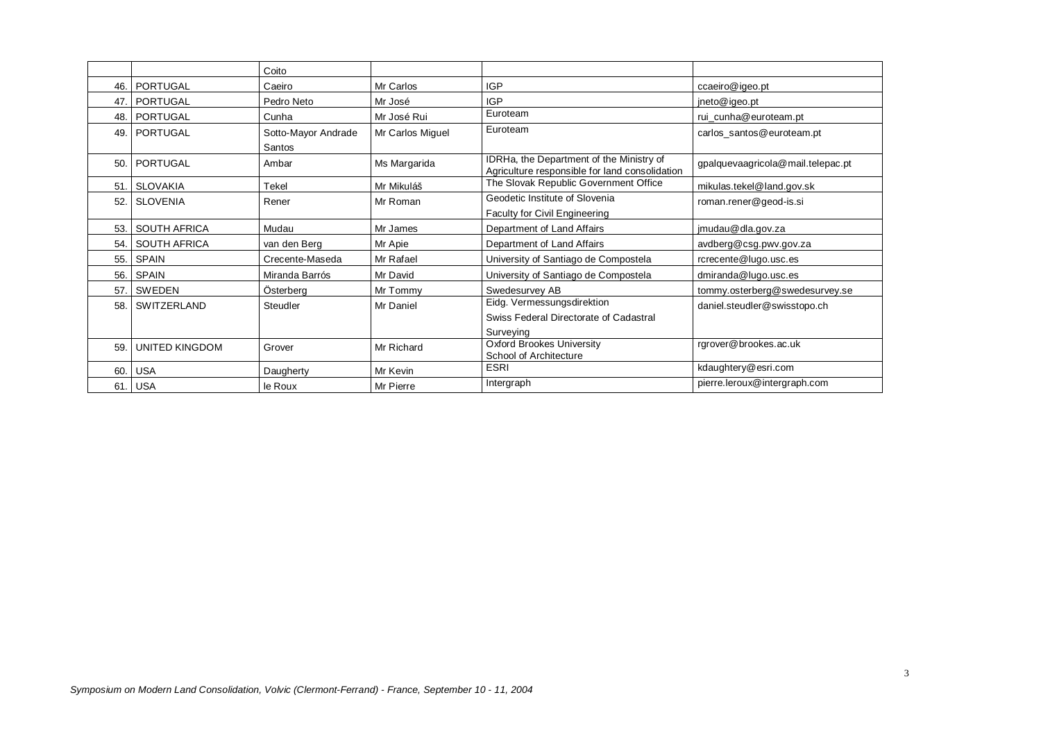| | | | | | |
|---|---|---|---|---|---|
| | | Coito | | | |
| 46. | PORTUGAL | Caeiro | Mr Carlos | IGP | ccaeiro@igeo.pt |
| 47. | PORTUGAL | Pedro Neto | Mr José | IGP | jneto@igeo.pt |
| 48. | PORTUGAL | Cunha | Mr José Rui | Euroteam | rui_cunha@euroteam.pt |
| 49. | PORTUGAL | Sotto-Mayor Andrade Santos | Mr Carlos Miguel | Euroteam | carlos_santos@euroteam.pt |
| 50. | PORTUGAL | Ambar | Ms Margarida | IDRHa, the Department of the Ministry of Agriculture responsible for land consolidation | gpalquevaagricola@mail.telepac.pt |
| 51. | SLOVAKIA | Tekel | Mr Mikuláš | The Slovak Republic Government Office | mikulas.tekel@land.gov.sk |
| 52. | SLOVENIA | Rener | Mr Roman | Geodetic Institute of Slovenia Faculty for Civil Engineering | roman.rener@geod-is.si |
| 53. | SOUTH AFRICA | Mudau | Mr James | Department of Land Affairs | jmudau@dla.gov.za |
| 54. | SOUTH AFRICA | van den Berg | Mr Apie | Department of Land Affairs | avdberg@csg.pwv.gov.za |
| 55. | SPAIN | Crecente-Maseda | Mr Rafael | University of Santiago de Compostela | rcrecente@lugo.usc.es |
| 56. | SPAIN | Miranda Barrós | Mr David | University of Santiago de Compostela | dmiranda@lugo.usc.es |
| 57. | SWEDEN | Österberg | Mr Tommy | Swedesurvey AB | tommy.osterberg@swedesurvey.se |
| 58. | SWITZERLAND | Steudler | Mr Daniel | Eidg. Vermessungsdirektion Swiss Federal Directorate of Cadastral Surveying | daniel.steudler@swisstopo.ch |
| 59. | UNITED KINGDOM | Grover | Mr Richard | Oxford Brookes University School of Architecture | rgrover@brookes.ac.uk |
| 60. | USA | Daugherty | Mr Kevin | ESRI | kdaughtery@esri.com |
| 61. | USA | le Roux | Mr Pierre | Intergraph | pierre.leroux@intergraph.com |